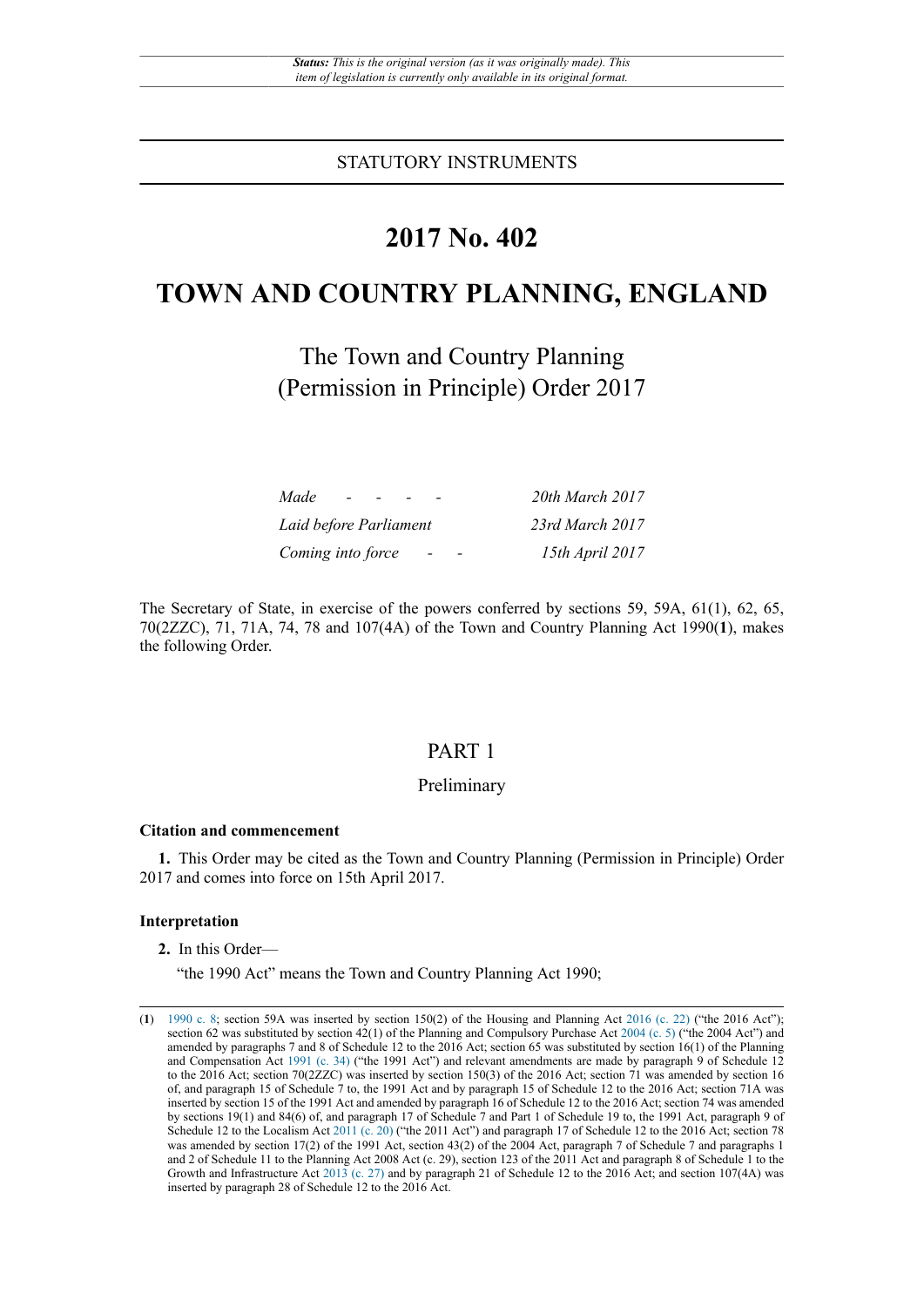*Status: This is the original version (as it was originally made). This item of legislation is currently only available in its original format.*

STATUTORY INSTRUMENTS

# 2017 No. 402

# TOWN AND COUNTRY PLANNING, ENGLAND

## The Town and Country Planning (Permission in Principle) Order 2017

| | |
|---|---|
| *Made - - - - -* | *20th March 2017* |
| *Laid before Parliament* | *23rd March 2017* |
| *Coming into force - -* | *15th April 2017* |

The Secretary of State, in exercise of the powers conferred by sections 59, 59A, 61(1), 62, 65, 70(2ZZC), 71, 71A, 74, 78 and 107(4A) of the Town and Country Planning Act 1990(**1**), makes the following Order.

## PART 1

### Preliminary

#### Citation and commencement

**1.** This Order may be cited as the Town and Country Planning (Permission in Principle) Order 2017 and comes into force on 15th April 2017.

#### Interpretation

**2.** In this Order—

"the 1990 Act" means the Town and Country Planning Act 1990;

---

(**1**) 1990 c. 8; section 59A was inserted by section 150(2) of the Housing and Planning Act 2016 (c. 22) ("the 2016 Act"); section 62 was substituted by section 42(1) of the Planning and Compulsory Purchase Act 2004 (c. 5) ("the 2004 Act") and amended by paragraphs 7 and 8 of Schedule 12 to the 2016 Act; section 65 was substituted by section 16(1) of the Planning and Compensation Act 1991 (c. 34) ("the 1991 Act") and relevant amendments are made by paragraph 9 of Schedule 12 to the 2016 Act; section 70(2ZZC) was inserted by section 150(3) of the 2016 Act; section 71 was amended by section 16 of, and paragraph 15 of Schedule 7 to, the 1991 Act and by paragraph 15 of Schedule 12 to the 2016 Act; section 71A was inserted by section 15 of the 1991 Act and amended by paragraph 16 of Schedule 12 to the 2016 Act; section 74 was amended by sections 19(1) and 84(6) of, and paragraph 17 of Schedule 7 and Part 1 of Schedule 19 to, the 1991 Act, paragraph 9 of Schedule 12 to the Localism Act 2011 (c. 20) ("the 2011 Act") and paragraph 17 of Schedule 12 to the 2016 Act; section 78 was amended by section 17(2) of the 1991 Act, section 43(2) of the 2004 Act, paragraph 7 of Schedule 7 and paragraphs 1 and 2 of Schedule 11 to the Planning Act 2008 (c. 29), section 123 of the 2011 Act and paragraph 8 of Schedule 1 to the Growth and Infrastructure Act 2013 (c. 27) and by paragraph 21 of Schedule 12 to the 2016 Act; and section 107(4A) was inserted by paragraph 28 of Schedule 12 to the 2016 Act.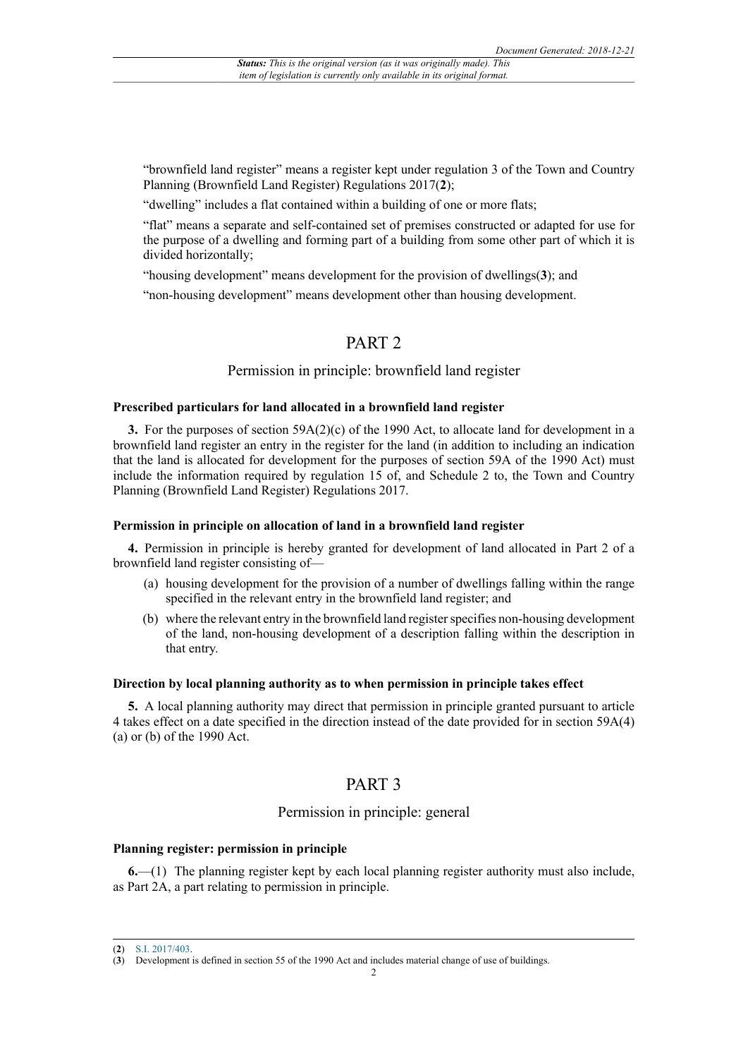"brownfield land register" means a register kept under regulation 3 of the Town and Country Planning (Brownfield Land Register) Regulations 2017([2]);

"dwelling" includes a flat contained within a building of one or more flats;

"flat" means a separate and self-contained set of premises constructed or adapted for use for the purpose of a dwelling and forming part of a building from some other part of which it is divided horizontally;

"housing development" means development for the provision of dwellings([3]); and

"non-housing development" means development other than housing development.

## PART 2

### Permission in principle: brownfield land register

**Prescribed particulars for land allocated in a brownfield land register**

**3.** For the purposes of section 59A(2)(c) of the 1990 Act, to allocate land for development in a brownfield land register an entry in the register for the land (in addition to including an indication that the land is allocated for development for the purposes of section 59A of the 1990 Act) must include the information required by regulation 15 of, and Schedule 2 to, the Town and Country Planning (Brownfield Land Register) Regulations 2017.

**Permission in principle on allocation of land in a brownfield land register**

**4.** Permission in principle is hereby granted for development of land allocated in Part 2 of a brownfield land register consisting of—

(a) housing development for the provision of a number of dwellings falling within the range specified in the relevant entry in the brownfield land register; and

(b) where the relevant entry in the brownfield land register specifies non-housing development of the land, non-housing development of a description falling within the description in that entry.

**Direction by local planning authority as to when permission in principle takes effect**

**5.** A local planning authority may direct that permission in principle granted pursuant to article 4 takes effect on a date specified in the direction instead of the date provided for in section 59A(4)(a) or (b) of the 1990 Act.

## PART 3

### Permission in principle: general

**Planning register: permission in principle**

**6.**—(1) The planning register kept by each local planning register authority must also include, as Part 2A, a part relating to permission in principle.

(2) S.I. 2017/403.

(3) Development is defined in section 55 of the 1990 Act and includes material change of use of buildings.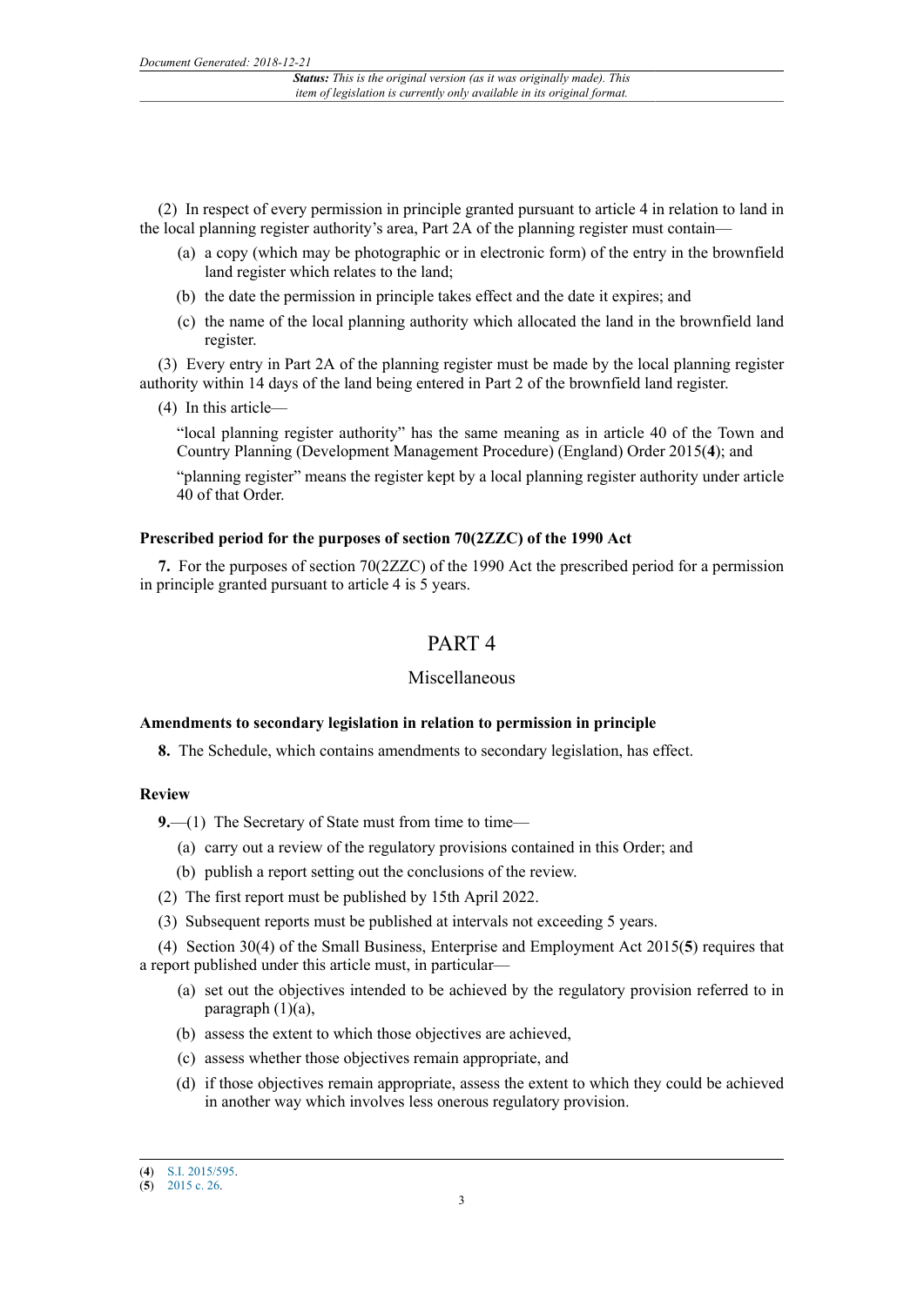(2) In respect of every permission in principle granted pursuant to article 4 in relation to land in the local planning register authority's area, Part 2A of the planning register must contain—

(a) a copy (which may be photographic or in electronic form) of the entry in the brownfield land register which relates to the land;

(b) the date the permission in principle takes effect and the date it expires; and

(c) the name of the local planning authority which allocated the land in the brownfield land register.

(3) Every entry in Part 2A of the planning register must be made by the local planning register authority within 14 days of the land being entered in Part 2 of the brownfield land register.

(4) In this article—

"local planning register authority" has the same meaning as in article 40 of the Town and Country Planning (Development Management Procedure) (England) Order 2015(**4**); and

"planning register" means the register kept by a local planning register authority under article 40 of that Order.

**Prescribed period for the purposes of section 70(2ZZC) of the 1990 Act**

**7.** For the purposes of section 70(2ZZC) of the 1990 Act the prescribed period for a permission in principle granted pursuant to article 4 is 5 years.

## PART 4

### Miscellaneous

**Amendments to secondary legislation in relation to permission in principle**

**8.** The Schedule, which contains amendments to secondary legislation, has effect.

**Review**

**9.**—(1) The Secretary of State must from time to time—

(a) carry out a review of the regulatory provisions contained in this Order; and

(b) publish a report setting out the conclusions of the review.

(2) The first report must be published by 15th April 2022.

(3) Subsequent reports must be published at intervals not exceeding 5 years.

(4) Section 30(4) of the Small Business, Enterprise and Employment Act 2015(**5**) requires that a report published under this article must, in particular—

(a) set out the objectives intended to be achieved by the regulatory provision referred to in paragraph (1)(a),

(b) assess the extent to which those objectives are achieved,

(c) assess whether those objectives remain appropriate, and

(d) if those objectives remain appropriate, assess the extent to which they could be achieved in another way which involves less onerous regulatory provision.

(**4**) S.I. 2015/595.
(**5**) 2015 c. 26.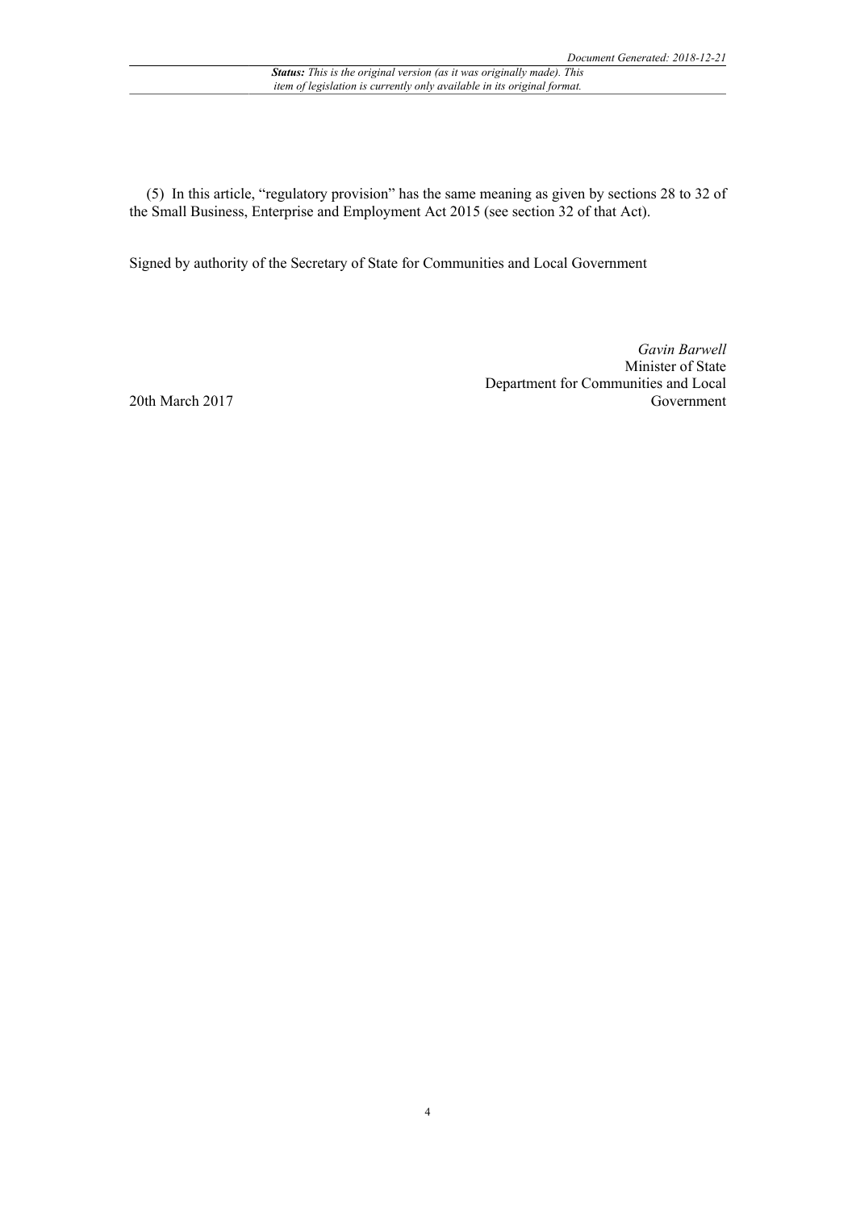(5) In this article, "regulatory provision" has the same meaning as given by sections 28 to 32 of the Small Business, Enterprise and Employment Act 2015 (see section 32 of that Act).

Signed by authority of the Secretary of State for Communities and Local Government

*Gavin Barwell*
Minister of State
Department for Communities and Local Government

20th March 2017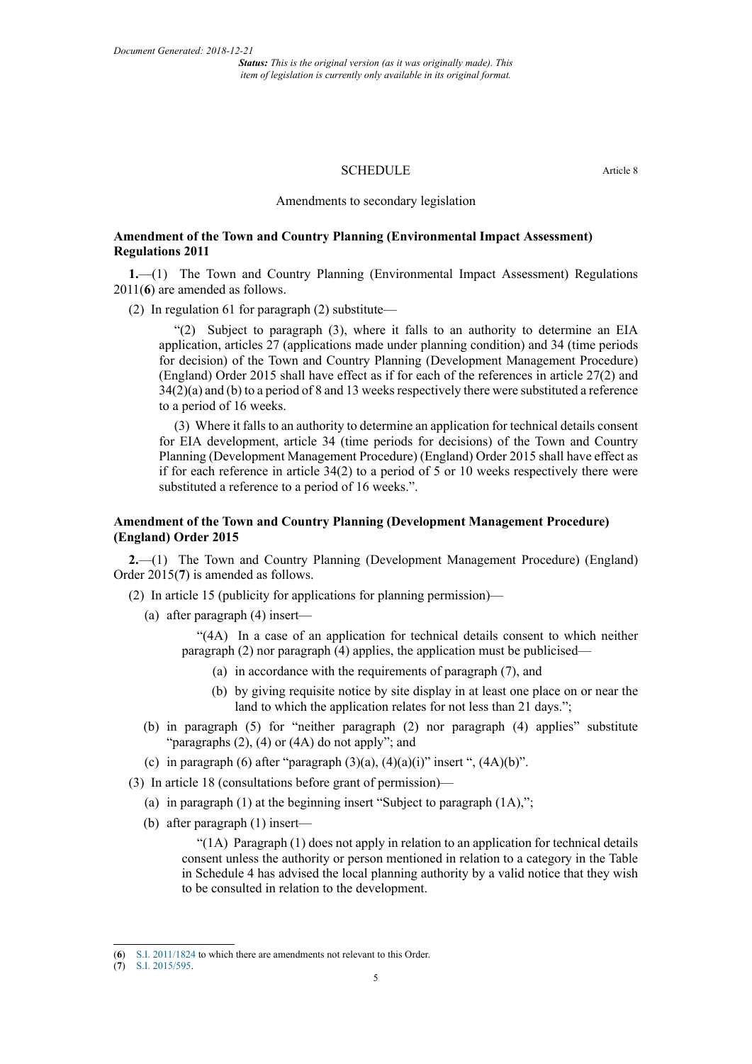SCHEDULE

Article 8

Amendments to secondary legislation

**Amendment of the Town and Country Planning (Environmental Impact Assessment) Regulations 2011**

**1.**—(1) The Town and Country Planning (Environmental Impact Assessment) Regulations 2011(**6**) are amended as follows.

(2) In regulation 61 for paragraph (2) substitute—

"(2) Subject to paragraph (3), where it falls to an authority to determine an EIA application, articles 27 (applications made under planning condition) and 34 (time periods for decision) of the Town and Country Planning (Development Management Procedure) (England) Order 2015 shall have effect as if for each of the references in article 27(2) and 34(2)(a) and (b) to a period of 8 and 13 weeks respectively there were substituted a reference to a period of 16 weeks.

(3) Where it falls to an authority to determine an application for technical details consent for EIA development, article 34 (time periods for decisions) of the Town and Country Planning (Development Management Procedure) (England) Order 2015 shall have effect as if for each reference in article 34(2) to a period of 5 or 10 weeks respectively there were substituted a reference to a period of 16 weeks.".

**Amendment of the Town and Country Planning (Development Management Procedure) (England) Order 2015**

**2.**—(1) The Town and Country Planning (Development Management Procedure) (England) Order 2015(**7**) is amended as follows.

(2) In article 15 (publicity for applications for planning permission)—

(a) after paragraph (4) insert—

"(4A) In a case of an application for technical details consent to which neither paragraph (2) nor paragraph (4) applies, the application must be publicised—

(a) in accordance with the requirements of paragraph (7), and

(b) by giving requisite notice by site display in at least one place on or near the land to which the application relates for not less than 21 days.";

(b) in paragraph (5) for "neither paragraph (2) nor paragraph (4) applies" substitute "paragraphs (2), (4) or (4A) do not apply"; and

(c) in paragraph (6) after "paragraph (3)(a), (4)(a)(i)" insert ", (4A)(b)".

(3) In article 18 (consultations before grant of permission)—

(a) in paragraph (1) at the beginning insert "Subject to paragraph (1A),";

(b) after paragraph (1) insert—

"(1A) Paragraph (1) does not apply in relation to an application for technical details consent unless the authority or person mentioned in relation to a category in the Table in Schedule 4 has advised the local planning authority by a valid notice that they wish to be consulted in relation to the development.

---

(**6**) S.I. 2011/1824 to which there are amendments not relevant to this Order.

(**7**) S.I. 2015/595.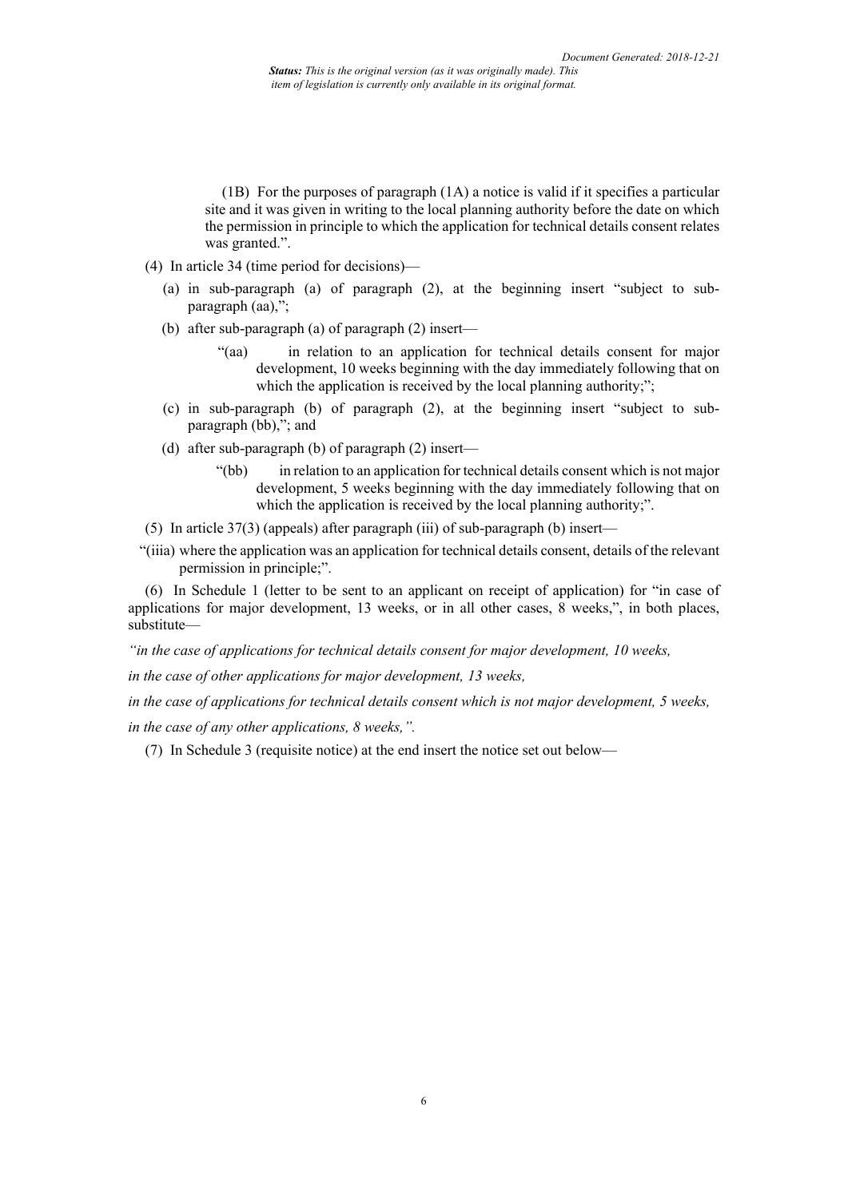(1B) For the purposes of paragraph (1A) a notice is valid if it specifies a particular site and it was given in writing to the local planning authority before the date on which the permission in principle to which the application for technical details consent relates was granted.".

(4) In article 34 (time period for decisions)—

(a) in sub-paragraph (a) of paragraph (2), at the beginning insert "subject to sub-paragraph (aa),";

(b) after sub-paragraph (a) of paragraph (2) insert—

"(aa) in relation to an application for technical details consent for major development, 10 weeks beginning with the day immediately following that on which the application is received by the local planning authority;";

(c) in sub-paragraph (b) of paragraph (2), at the beginning insert "subject to sub-paragraph (bb),"; and

(d) after sub-paragraph (b) of paragraph (2) insert—

"(bb) in relation to an application for technical details consent which is not major development, 5 weeks beginning with the day immediately following that on which the application is received by the local planning authority;".

(5) In article 37(3) (appeals) after paragraph (iii) of sub-paragraph (b) insert—

"(iiia) where the application was an application for technical details consent, details of the relevant permission in principle;".

(6) In Schedule 1 (letter to be sent to an applicant on receipt of application) for "in case of applications for major development, 13 weeks, or in all other cases, 8 weeks,", in both places, substitute—

*"in the case of applications for technical details consent for major development, 10 weeks,*

*in the case of other applications for major development, 13 weeks,*

*in the case of applications for technical details consent which is not major development, 5 weeks,*

*in the case of any other applications, 8 weeks,".*

(7) In Schedule 3 (requisite notice) at the end insert the notice set out below—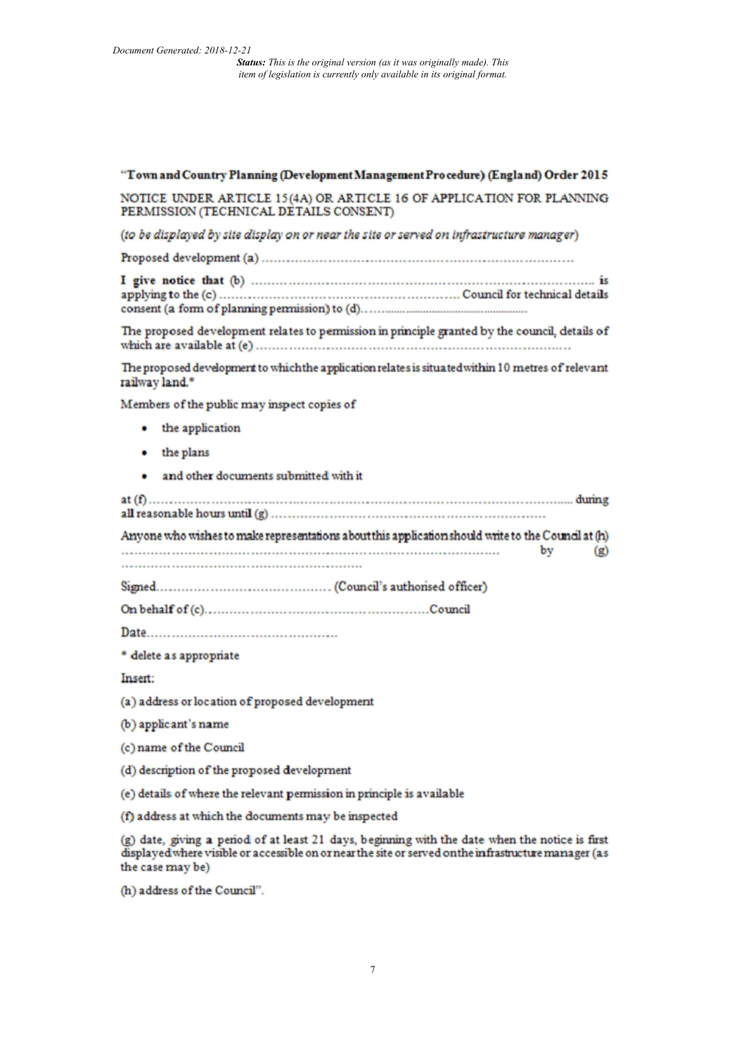"**Town and Country Planning (Development Management Procedure) (England) Order 2015**

NOTICE UNDER ARTICLE 15(4A) OR ARTICLE 16 OF APPLICATION FOR PLANNING PERMISSION (TECHNICAL DETAILS CONSENT)

*(to be displayed by site display on or near the site or served on infrastructure manager)*

Proposed development (a) ……………………………………………………………………

**I give notice that** (b) ……………………………………………………………………… is applying to the (c) ……………………………………………………… Council for technical details consent (a form of planning permission) to (d)……………………………………………

The proposed development relates to permission in principle granted by the council, details of which are available at (e) ……………………………………………………………………

The proposed development to which the application relates is situated within 10 metres of relevant railway land.*

Members of the public may inspect copies of

- the application
- the plans
- and other documents submitted with it

at (f) ……………………………………………………………………………………………… during all reasonable hours until (g) ……………………………………………………………

Anyone who wishes to make representations about this application should write to the Council at (h) ……………………………………………………………………………… by (g) ………………………………………………………

Signed…………………………………… (Council's authorised officer)

On behalf of (c)………………………………………………Council

Date…………………………………………

\* delete as appropriate

Insert:

(a) address or location of proposed development

(b) applicant's name

(c) name of the Council

(d) description of the proposed development

(e) details of where the relevant permission in principle is available

(f) address at which the documents may be inspected

(g) date, giving a period of at least 21 days, beginning with the date when the notice is first displayed where visible or accessible on or near the site or served on the infrastructure manager (as the case may be)

(h) address of the Council".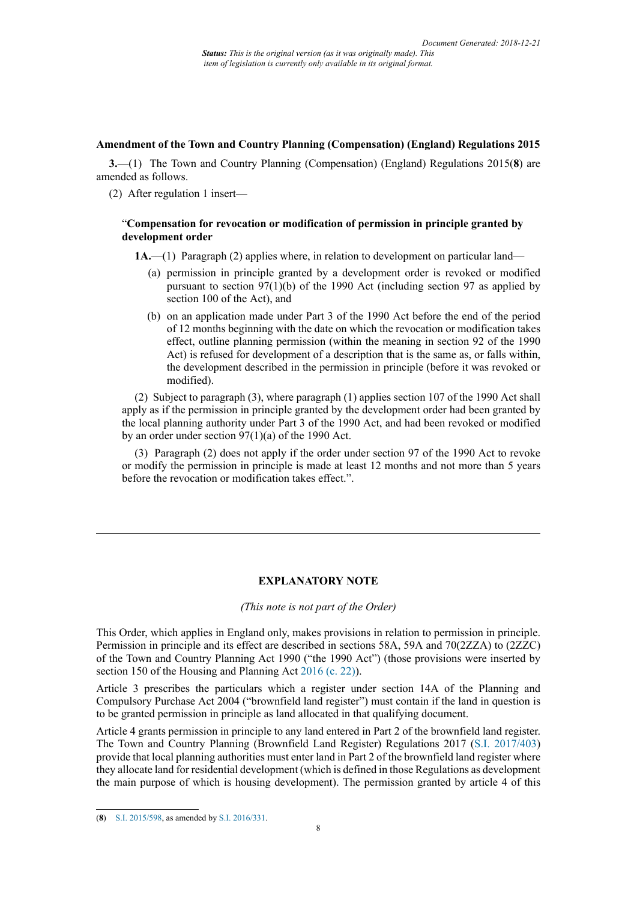**Amendment of the Town and Country Planning (Compensation) (England) Regulations 2015**

**3.**—(1) The Town and Country Planning (Compensation) (England) Regulations 2015([8]) are amended as follows.

(2) After regulation 1 insert—

"**Compensation for revocation or modification of permission in principle granted by development order**

**1A.**—(1) Paragraph (2) applies where, in relation to development on particular land—

(a) permission in principle granted by a development order is revoked or modified pursuant to section 97(1)(b) of the 1990 Act (including section 97 as applied by section 100 of the Act), and

(b) on an application made under Part 3 of the 1990 Act before the end of the period of 12 months beginning with the date on which the revocation or modification takes effect, outline planning permission (within the meaning in section 92 of the 1990 Act) is refused for development of a description that is the same as, or falls within, the development described in the permission in principle (before it was revoked or modified).

(2) Subject to paragraph (3), where paragraph (1) applies section 107 of the 1990 Act shall apply as if the permission in principle granted by the development order had been granted by the local planning authority under Part 3 of the 1990 Act, and had been revoked or modified by an order under section 97(1)(a) of the 1990 Act.

(3) Paragraph (2) does not apply if the order under section 97 of the 1990 Act to revoke or modify the permission in principle is made at least 12 months and not more than 5 years before the revocation or modification takes effect.".

---

## EXPLANATORY NOTE

*(This note is not part of the Order)*

This Order, which applies in England only, makes provisions in relation to permission in principle. Permission in principle and its effect are described in sections 58A, 59A and 70(2ZZA) to (2ZZC) of the Town and Country Planning Act 1990 ("the 1990 Act") (those provisions were inserted by section 150 of the Housing and Planning Act 2016 (c. 22)).

Article 3 prescribes the particulars which a register under section 14A of the Planning and Compulsory Purchase Act 2004 ("brownfield land register") must contain if the land in question is to be granted permission in principle as land allocated in that qualifying document.

Article 4 grants permission in principle to any land entered in Part 2 of the brownfield land register. The Town and Country Planning (Brownfield Land Register) Regulations 2017 (S.I. 2017/403) provide that local planning authorities must enter land in Part 2 of the brownfield land register where they allocate land for residential development (which is defined in those Regulations as development the main purpose of which is housing development). The permission granted by article 4 of this

---

([8]) S.I. 2015/598, as amended by S.I. 2016/331.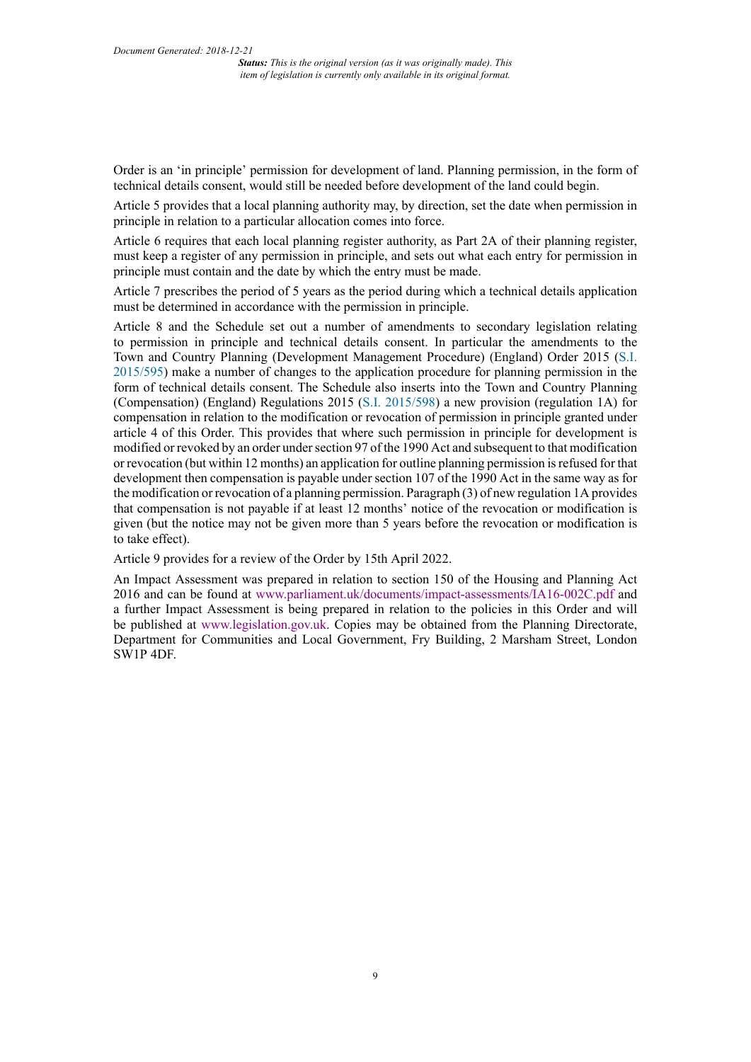Order is an 'in principle' permission for development of land. Planning permission, in the form of technical details consent, would still be needed before development of the land could begin.

Article 5 provides that a local planning authority may, by direction, set the date when permission in principle in relation to a particular allocation comes into force.

Article 6 requires that each local planning register authority, as Part 2A of their planning register, must keep a register of any permission in principle, and sets out what each entry for permission in principle must contain and the date by which the entry must be made.

Article 7 prescribes the period of 5 years as the period during which a technical details application must be determined in accordance with the permission in principle.

Article 8 and the Schedule set out a number of amendments to secondary legislation relating to permission in principle and technical details consent. In particular the amendments to the Town and Country Planning (Development Management Procedure) (England) Order 2015 (S.I. 2015/595) make a number of changes to the application procedure for planning permission in the form of technical details consent. The Schedule also inserts into the Town and Country Planning (Compensation) (England) Regulations 2015 (S.I. 2015/598) a new provision (regulation 1A) for compensation in relation to the modification or revocation of permission in principle granted under article 4 of this Order. This provides that where such permission in principle for development is modified or revoked by an order under section 97 of the 1990 Act and subsequent to that modification or revocation (but within 12 months) an application for outline planning permission is refused for that development then compensation is payable under section 107 of the 1990 Act in the same way as for the modification or revocation of a planning permission. Paragraph (3) of new regulation 1A provides that compensation is not payable if at least 12 months' notice of the revocation or modification is given (but the notice may not be given more than 5 years before the revocation or modification is to take effect).

Article 9 provides for a review of the Order by 15th April 2022.

An Impact Assessment was prepared in relation to section 150 of the Housing and Planning Act 2016 and can be found at www.parliament.uk/documents/impact-assessments/IA16-002C.pdf and a further Impact Assessment is being prepared in relation to the policies in this Order and will be published at www.legislation.gov.uk. Copies may be obtained from the Planning Directorate, Department for Communities and Local Government, Fry Building, 2 Marsham Street, London SW1P 4DF.